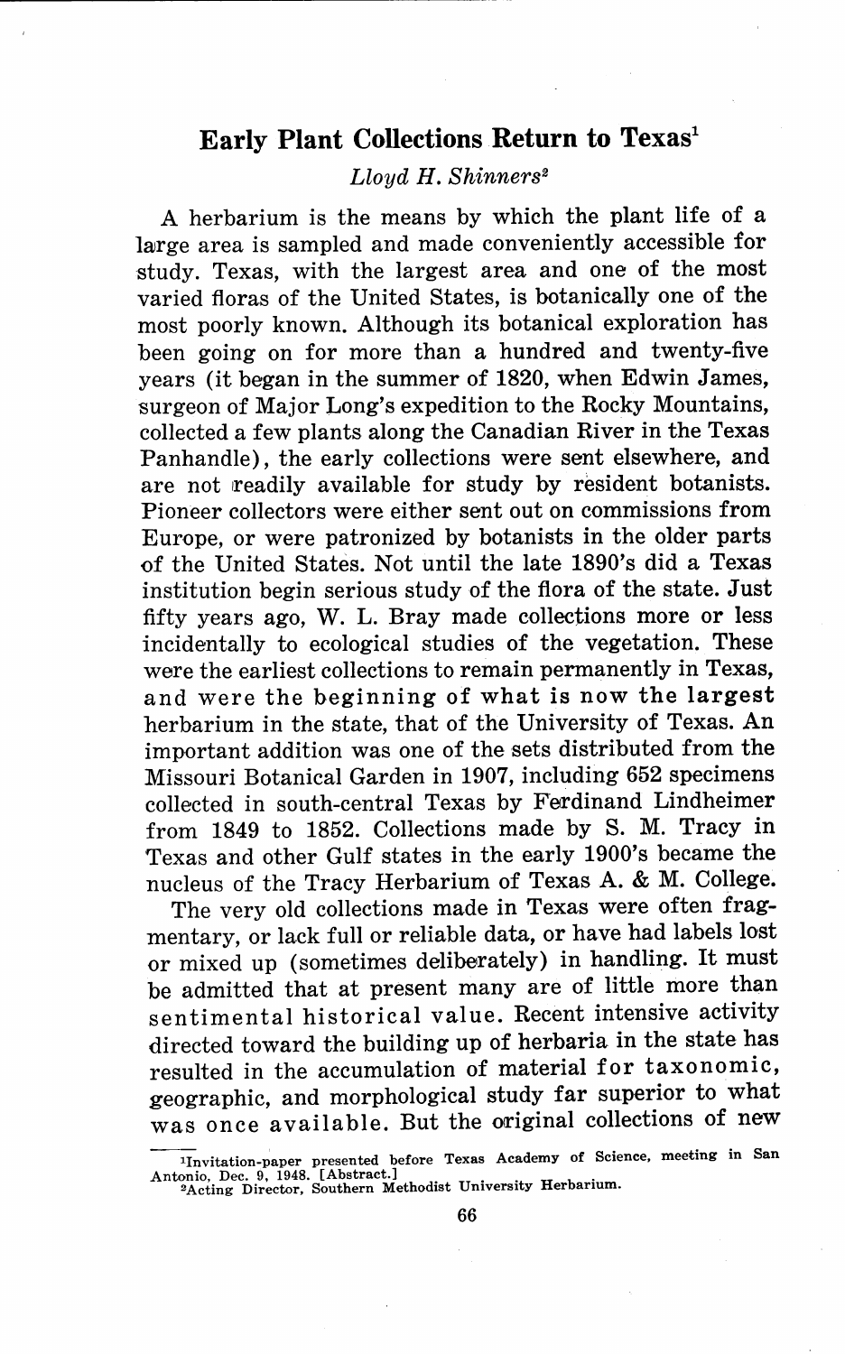# Early Plant Collections Return to Texas[1]

*Lloyd H. Shinners*[2]

A herbarium is the means by which the plant life of a large area is sampled and made conveniently accessible for study. Texas, with the largest area and one of the most varied floras of the United States, is botanically one of the most poorly known. Although its botanical exploration has been going on for more than a hundred and twenty-five years (it began in the summer of 1820, when Edwin James, surgeon of Major Long's expedition to the Rocky Mountains, collected a few plants along the Canadian River in the Texas Panhandle), the early collections were sent elsewhere, and are not readily available for study by resident botanists. Pioneer collectors were either sent out on commissions from Europe, or were patronized by botanists in the older parts of the United States. Not until the late 1890's did a Texas institution begin serious study of the flora of the state. Just fifty years ago, W. L. Bray made collections more or less incidentally to ecological studies of the vegetation. These were the earliest collections to remain permanently in Texas, and were the beginning of what is now the largest herbarium in the state, that of the University of Texas. An important addition was one of the sets distributed from the Missouri Botanical Garden in 1907, including 652 specimens collected in south-central Texas by Ferdinand Lindheimer from 1849 to 1852. Collections made by S. M. Tracy in Texas and other Gulf states in the early 1900's became the nucleus of the Tracy Herbarium of Texas A. & M. College.

The very old collections made in Texas were often fragmentary, or lack full or reliable data, or have had labels lost or mixed up (sometimes deliberately) in handling. It must be admitted that at present many are of little more than sentimental historical value. Recent intensive activity directed toward the building up of herbaria in the state has resulted in the accumulation of material for taxonomic, geographic, and morphological study far superior to what was once available. But the original collections of new

[1] Invitation-paper presented before Texas Academy of Science, meeting in San Antonio, Dec. 9, 1948. [Abstract.]

[2] Acting Director, Southern Methodist University Herbarium.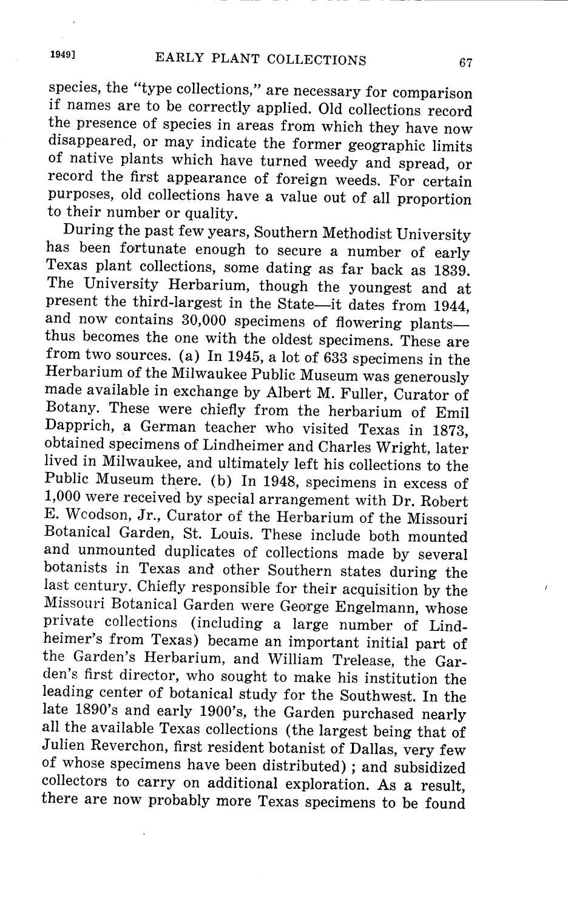species, the "type collections," are necessary for comparison if names are to be correctly applied. Old collections record the presence of species in areas from which they have now disappeared, or may indicate the former geographic limits of native plants which have turned weedy and spread, or record the first appearance of foreign weeds. For certain purposes, old collections have a value out of all proportion to their number or quality.

During the past few years, Southern Methodist University has been fortunate enough to secure a number of early Texas plant collections, some dating as far back as 1839. The University Herbarium, though the youngest and at present the third-largest in the State—it dates from 1944, and now contains 30,000 specimens of flowering plants—thus becomes the one with the oldest specimens. These are from two sources. (a) In 1945, a lot of 633 specimens in the Herbarium of the Milwaukee Public Museum was generously made available in exchange by Albert M. Fuller, Curator of Botany. These were chiefly from the herbarium of Emil Dapprich, a German teacher who visited Texas in 1873, obtained specimens of Lindheimer and Charles Wright, later lived in Milwaukee, and ultimately left his collections to the Public Museum there. (b) In 1948, specimens in excess of 1,000 were received by special arrangement with Dr. Robert E. Woodson, Jr., Curator of the Herbarium of the Missouri Botanical Garden, St. Louis. These include both mounted and unmounted duplicates of collections made by several botanists in Texas and other Southern states during the last century. Chiefly responsible for their acquisition by the Missouri Botanical Garden were George Engelmann, whose private collections (including a large number of Lindheimer's from Texas) became an important initial part of the Garden's Herbarium, and William Trelease, the Garden's first director, who sought to make his institution the leading center of botanical study for the Southwest. In the late 1890's and early 1900's, the Garden purchased nearly all the available Texas collections (the largest being that of Julien Reverchon, first resident botanist of Dallas, very few of whose specimens have been distributed); and subsidized collectors to carry on additional exploration. As a result, there are now probably more Texas specimens to be found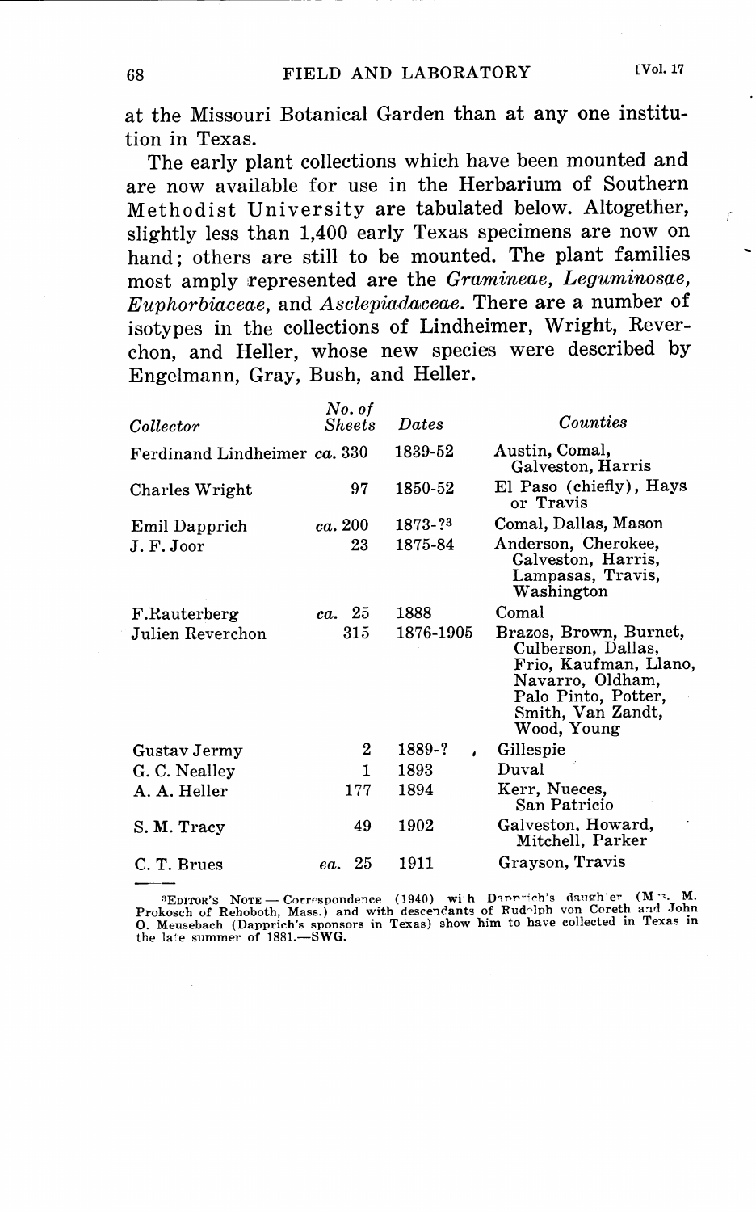at the Missouri Botanical Garden than at any one institution in Texas.

The early plant collections which have been mounted and are now available for use in the Herbarium of Southern Methodist University are tabulated below. Altogether, slightly less than 1,400 early Texas specimens are now on hand; others are still to be mounted. The plant families most amply represented are the *Gramineae, Leguminosae, Euphorbiaceae,* and *Asclepiadaceae.* There are a number of isotypes in the collections of Lindheimer, Wright, Reverchon, and Heller, whose new species were described by Engelmann, Gray, Bush, and Heller.

| *Collector* | *No. of Sheets* | *Dates* | *Counties* |
|---|---|---|---|
| Ferdinand Lindheimer | *ca.* 330 | 1839-52 | Austin, Comal, Galveston, Harris |
| Charles Wright | 97 | 1850-52 | El Paso (chiefly), Hays or Travis |
| Emil Dapprich | *ca.* 200 | 1873-?[3] | Comal, Dallas, Mason |
| J. F. Joor | 23 | 1875-84 | Anderson, Cherokee, Galveston, Harris, Lampasas, Travis, Washington |
| F. Rauterberg | *ca.* 25 | 1888 | Comal |
| Julien Reverchon | 315 | 1876-1905 | Brazos, Brown, Burnet, Culberson, Dallas, Frio, Kaufman, Llano, Navarro, Oldham, Palo Pinto, Potter, Smith, Van Zandt, Wood, Young |
| Gustav Jermy | 2 | 1889-? | Gillespie |
| G. C. Nealley | 1 | 1893 | Duval |
| A. A. Heller | 177 | 1894 | Kerr, Nueces, San Patricio |
| S. M. Tracy | 49 | 1902 | Galveston, Howard, Mitchell, Parker |
| C. T. Brues | *ea.* 25 | 1911 | Grayson, Travis |

[3]EDITOR'S NOTE — Correspondence (1940) with Dapprich's daughter (Mrs. M. Prokosch of Rehoboth, Mass.) and with descendants of Rudolph von Coreth and John O. Meusebach (Dapprich's sponsors in Texas) show him to have collected in Texas in the late summer of 1881.—SWG.